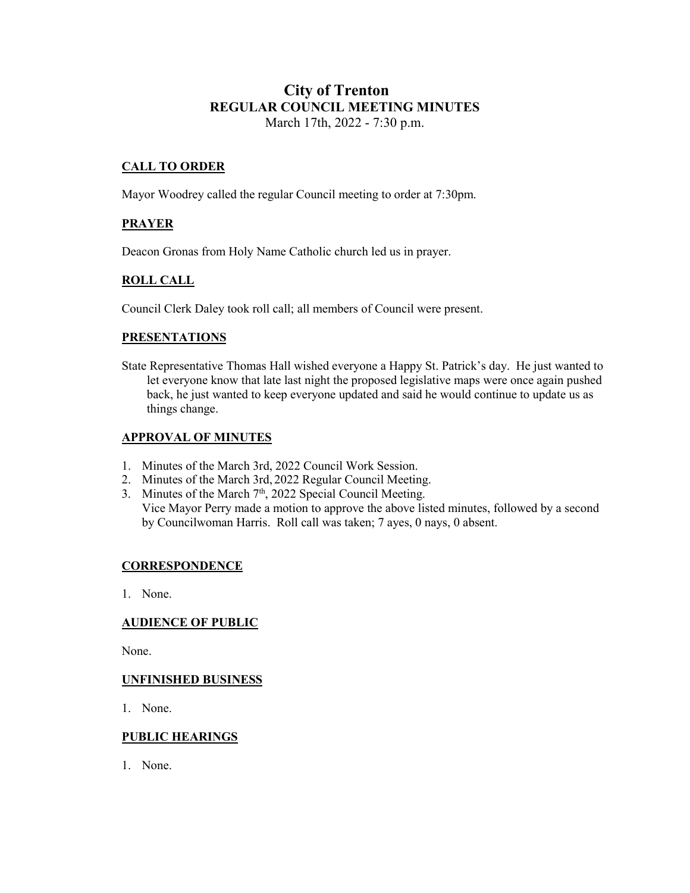# City of Trenton

## REGULAR COUNCIL MEETING MINUTES

March 17th, 2022 - 7:30 p.m.

### CALL TO ORDER

Mayor Woodrey called the regular Council meeting to order at 7:30pm.

### PRAYER

Deacon Gronas from Holy Name Catholic church led us in prayer.

### ROLL CALL

Council Clerk Daley took roll call; all members of Council were present.

### PRESENTATIONS

State Representative Thomas Hall wished everyone a Happy St. Patrick's day. He just wanted to let everyone know that late last night the proposed legislative maps were once again pushed back, he just wanted to keep everyone updated and said he would continue to update us as things change.

### APPROVAL OF MINUTES

1. Minutes of the March 3rd, 2022 Council Work Session.
2. Minutes of the March 3rd, 2022 Regular Council Meeting.
3. Minutes of the March 7th, 2022 Special Council Meeting.
   Vice Mayor Perry made a motion to approve the above listed minutes, followed by a second by Councilwoman Harris. Roll call was taken; 7 ayes, 0 nays, 0 absent.

### CORRESPONDENCE

1. None.

### AUDIENCE OF PUBLIC

None.

### UNFINISHED BUSINESS

1. None.

### PUBLIC HEARINGS

1. None.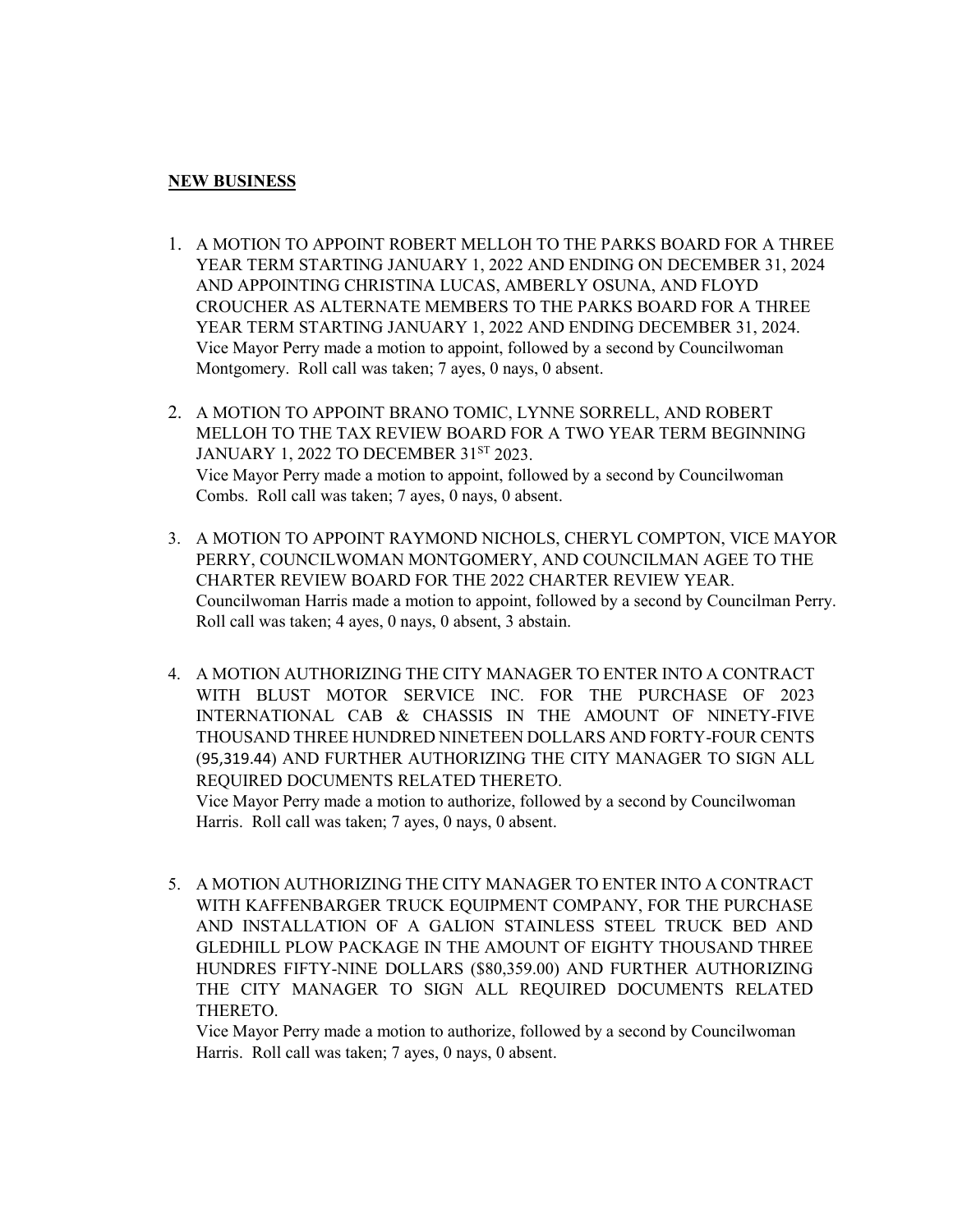**NEW BUSINESS**

1. A MOTION TO APPOINT ROBERT MELLOH TO THE PARKS BOARD FOR A THREE YEAR TERM STARTING JANUARY 1, 2022 AND ENDING ON DECEMBER 31, 2024 AND APPOINTING CHRISTINA LUCAS, AMBERLY OSUNA, AND FLOYD CROUCHER AS ALTERNATE MEMBERS TO THE PARKS BOARD FOR A THREE YEAR TERM STARTING JANUARY 1, 2022 AND ENDING DECEMBER 31, 2024.
   Vice Mayor Perry made a motion to appoint, followed by a second by Councilwoman Montgomery. Roll call was taken; 7 ayes, 0 nays, 0 absent.

2. A MOTION TO APPOINT BRANO TOMIC, LYNNE SORRELL, AND ROBERT MELLOH TO THE TAX REVIEW BOARD FOR A TWO YEAR TERM BEGINNING JANUARY 1, 2022 TO DECEMBER 31ST 2023.
   Vice Mayor Perry made a motion to appoint, followed by a second by Councilwoman Combs. Roll call was taken; 7 ayes, 0 nays, 0 absent.

3. A MOTION TO APPOINT RAYMOND NICHOLS, CHERYL COMPTON, VICE MAYOR PERRY, COUNCILWOMAN MONTGOMERY, AND COUNCILMAN AGEE TO THE CHARTER REVIEW BOARD FOR THE 2022 CHARTER REVIEW YEAR.
   Councilwoman Harris made a motion to appoint, followed by a second by Councilman Perry. Roll call was taken; 4 ayes, 0 nays, 0 absent, 3 abstain.

4. A MOTION AUTHORIZING THE CITY MANAGER TO ENTER INTO A CONTRACT WITH BLUST MOTOR SERVICE INC. FOR THE PURCHASE OF 2023 INTERNATIONAL CAB & CHASSIS IN THE AMOUNT OF NINETY-FIVE THOUSAND THREE HUNDRED NINETEEN DOLLARS AND FORTY-FOUR CENTS (95,319.44) AND FURTHER AUTHORIZING THE CITY MANAGER TO SIGN ALL REQUIRED DOCUMENTS RELATED THERETO.
   Vice Mayor Perry made a motion to authorize, followed by a second by Councilwoman Harris. Roll call was taken; 7 ayes, 0 nays, 0 absent.

5. A MOTION AUTHORIZING THE CITY MANAGER TO ENTER INTO A CONTRACT WITH KAFFENBARGER TRUCK EQUIPMENT COMPANY, FOR THE PURCHASE AND INSTALLATION OF A GALION STAINLESS STEEL TRUCK BED AND GLEDHILL PLOW PACKAGE IN THE AMOUNT OF EIGHTY THOUSAND THREE HUNDRES FIFTY-NINE DOLLARS ($80,359.00) AND FURTHER AUTHORIZING THE CITY MANAGER TO SIGN ALL REQUIRED DOCUMENTS RELATED THERETO.
   Vice Mayor Perry made a motion to authorize, followed by a second by Councilwoman Harris. Roll call was taken; 7 ayes, 0 nays, 0 absent.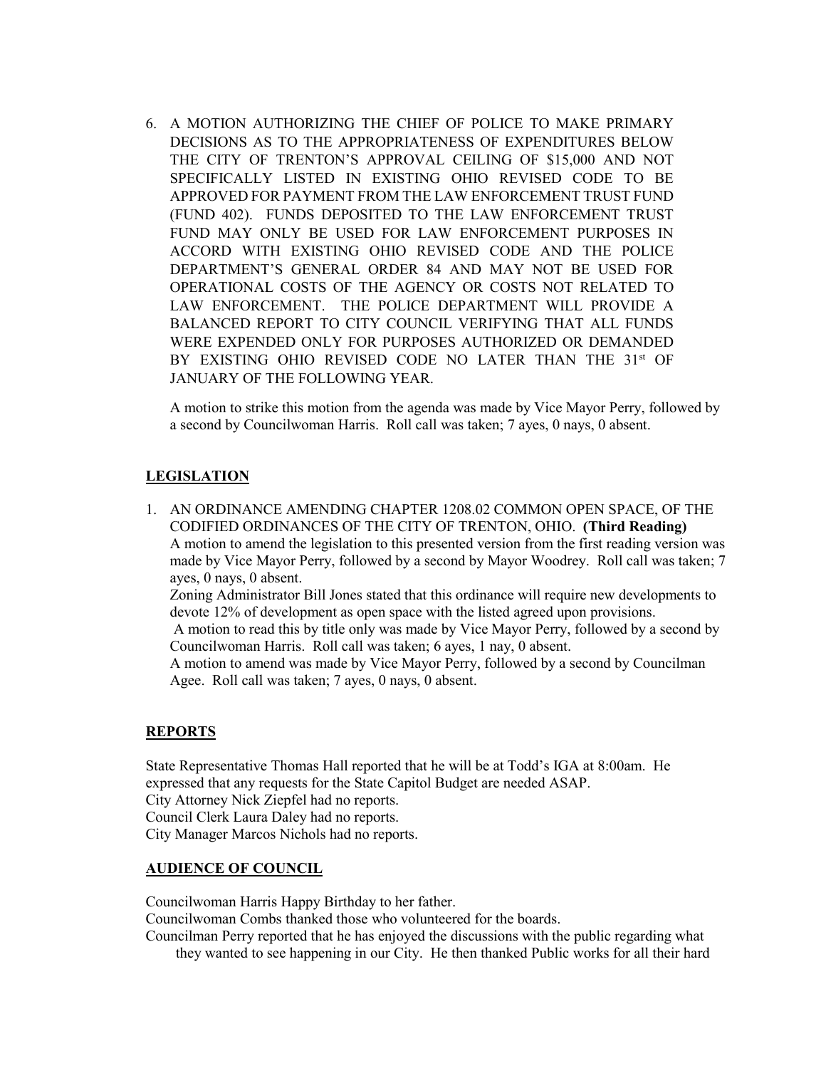6. A MOTION AUTHORIZING THE CHIEF OF POLICE TO MAKE PRIMARY DECISIONS AS TO THE APPROPRIATENESS OF EXPENDITURES BELOW THE CITY OF TRENTON'S APPROVAL CEILING OF $15,000 AND NOT SPECIFICALLY LISTED IN EXISTING OHIO REVISED CODE TO BE APPROVED FOR PAYMENT FROM THE LAW ENFORCEMENT TRUST FUND (FUND 402). FUNDS DEPOSITED TO THE LAW ENFORCEMENT TRUST FUND MAY ONLY BE USED FOR LAW ENFORCEMENT PURPOSES IN ACCORD WITH EXISTING OHIO REVISED CODE AND THE POLICE DEPARTMENT'S GENERAL ORDER 84 AND MAY NOT BE USED FOR OPERATIONAL COSTS OF THE AGENCY OR COSTS NOT RELATED TO LAW ENFORCEMENT. THE POLICE DEPARTMENT WILL PROVIDE A BALANCED REPORT TO CITY COUNCIL VERIFYING THAT ALL FUNDS WERE EXPENDED ONLY FOR PURPOSES AUTHORIZED OR DEMANDED BY EXISTING OHIO REVISED CODE NO LATER THAN THE 31st OF JANUARY OF THE FOLLOWING YEAR.

   A motion to strike this motion from the agenda was made by Vice Mayor Perry, followed by a second by Councilwoman Harris. Roll call was taken; 7 ayes, 0 nays, 0 absent.

## LEGISLATION

1. AN ORDINANCE AMENDING CHAPTER 1208.02 COMMON OPEN SPACE, OF THE CODIFIED ORDINANCES OF THE CITY OF TRENTON, OHIO. **(Third Reading)**
   A motion to amend the legislation to this presented version from the first reading version was made by Vice Mayor Perry, followed by a second by Mayor Woodrey. Roll call was taken; 7 ayes, 0 nays, 0 absent.
   Zoning Administrator Bill Jones stated that this ordinance will require new developments to devote 12% of development as open space with the listed agreed upon provisions.
   A motion to read this by title only was made by Vice Mayor Perry, followed by a second by Councilwoman Harris. Roll call was taken; 6 ayes, 1 nay, 0 absent.
   A motion to amend was made by Vice Mayor Perry, followed by a second by Councilman Agee. Roll call was taken; 7 ayes, 0 nays, 0 absent.

## REPORTS

State Representative Thomas Hall reported that he will be at Todd's IGA at 8:00am. He expressed that any requests for the State Capitol Budget are needed ASAP.
City Attorney Nick Ziepfel had no reports.
Council Clerk Laura Daley had no reports.
City Manager Marcos Nichols had no reports.

## AUDIENCE OF COUNCIL

Councilwoman Harris Happy Birthday to her father.
Councilwoman Combs thanked those who volunteered for the boards.
Councilman Perry reported that he has enjoyed the discussions with the public regarding what they wanted to see happening in our City. He then thanked Public works for all their hard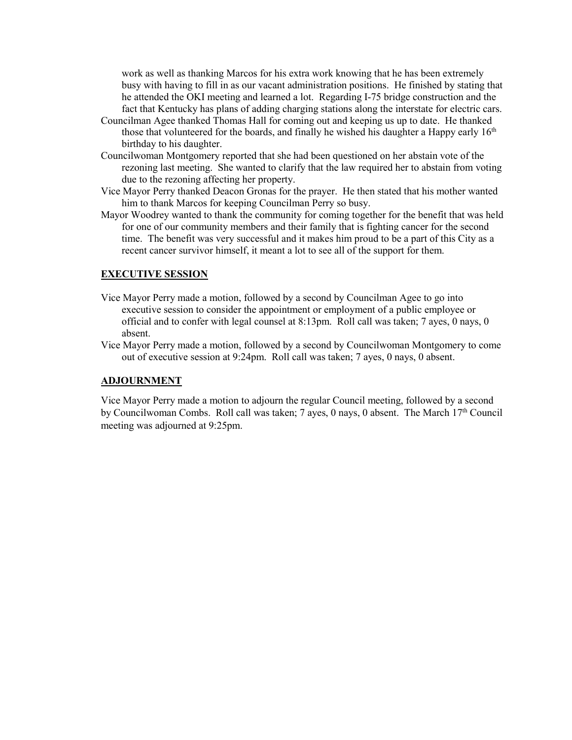work as well as thanking Marcos for his extra work knowing that he has been extremely busy with having to fill in as our vacant administration positions. He finished by stating that he attended the OKI meeting and learned a lot. Regarding I-75 bridge construction and the fact that Kentucky has plans of adding charging stations along the interstate for electric cars.

Councilman Agee thanked Thomas Hall for coming out and keeping us up to date. He thanked those that volunteered for the boards, and finally he wished his daughter a Happy early 16th birthday to his daughter.

Councilwoman Montgomery reported that she had been questioned on her abstain vote of the rezoning last meeting. She wanted to clarify that the law required her to abstain from voting due to the rezoning affecting her property.

Vice Mayor Perry thanked Deacon Gronas for the prayer. He then stated that his mother wanted him to thank Marcos for keeping Councilman Perry so busy.

Mayor Woodrey wanted to thank the community for coming together for the benefit that was held for one of our community members and their family that is fighting cancer for the second time. The benefit was very successful and it makes him proud to be a part of this City as a recent cancer survivor himself, it meant a lot to see all of the support for them.

## EXECUTIVE SESSION

Vice Mayor Perry made a motion, followed by a second by Councilman Agee to go into executive session to consider the appointment or employment of a public employee or official and to confer with legal counsel at 8:13pm. Roll call was taken; 7 ayes, 0 nays, 0 absent.

Vice Mayor Perry made a motion, followed by a second by Councilwoman Montgomery to come out of executive session at 9:24pm. Roll call was taken; 7 ayes, 0 nays, 0 absent.

## ADJOURNMENT

Vice Mayor Perry made a motion to adjourn the regular Council meeting, followed by a second by Councilwoman Combs. Roll call was taken; 7 ayes, 0 nays, 0 absent. The March 17th Council meeting was adjourned at 9:25pm.